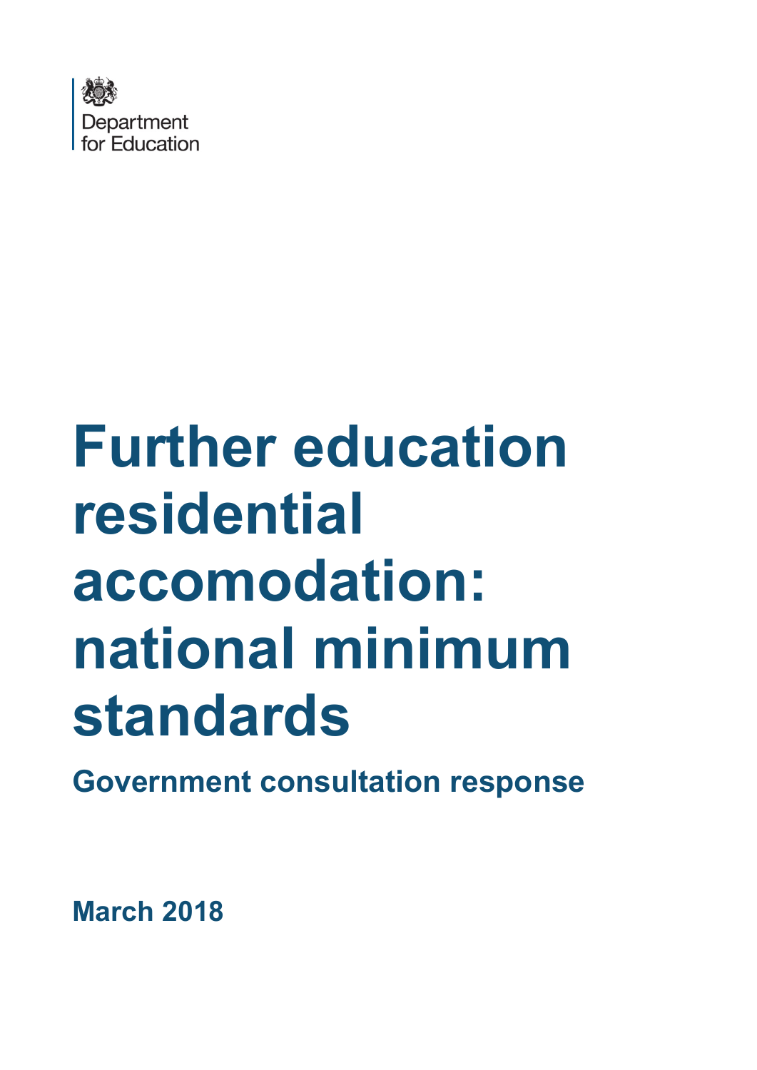Department for Education

# Further education residential accomodation: national minimum standards

## Government consultation response

**March 2018**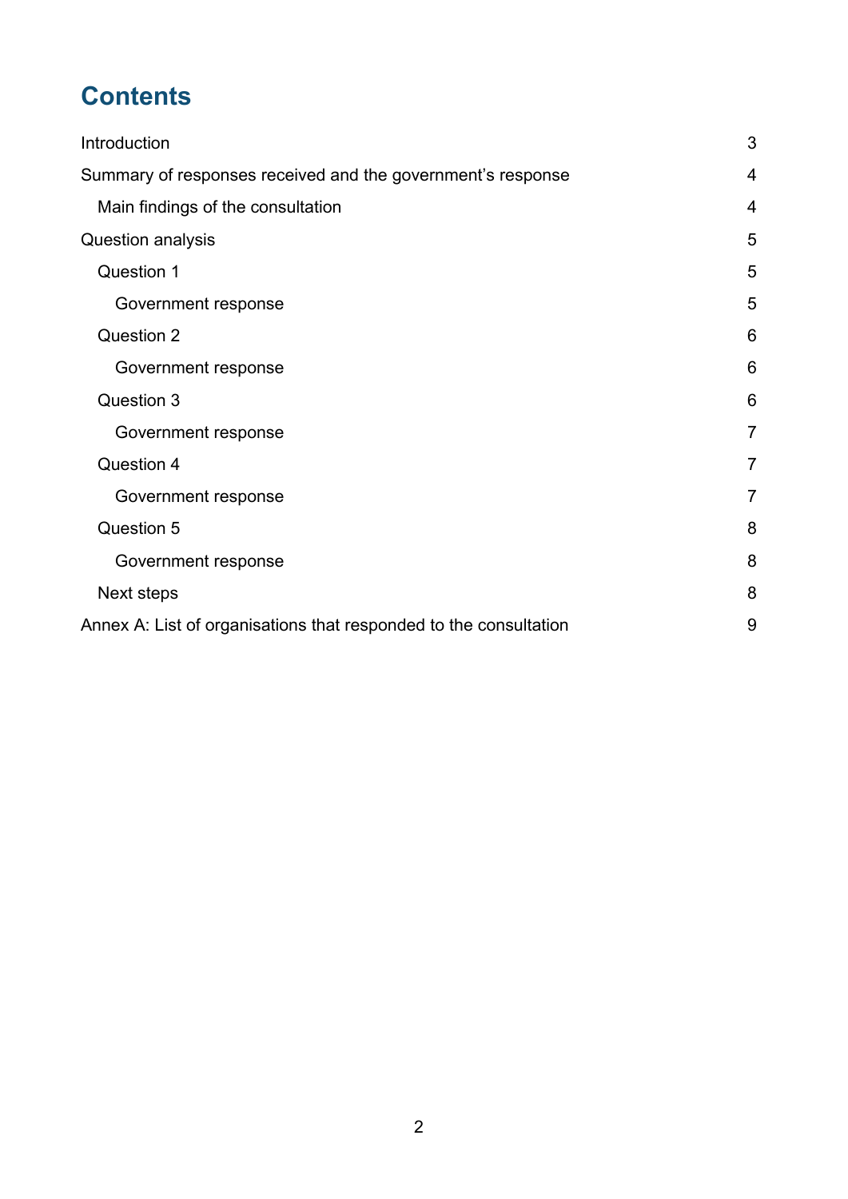# Contents

Introduction 3

Summary of responses received and the government's response 4

- Main findings of the consultation 4

Question analysis 5

- Question 1 5
  - Government response 5
- Question 2 6
  - Government response 6
- Question 3 6
  - Government response 7
- Question 4 7
  - Government response 7
- Question 5 8
  - Government response 8
- Next steps 8

Annex A: List of organisations that responded to the consultation 9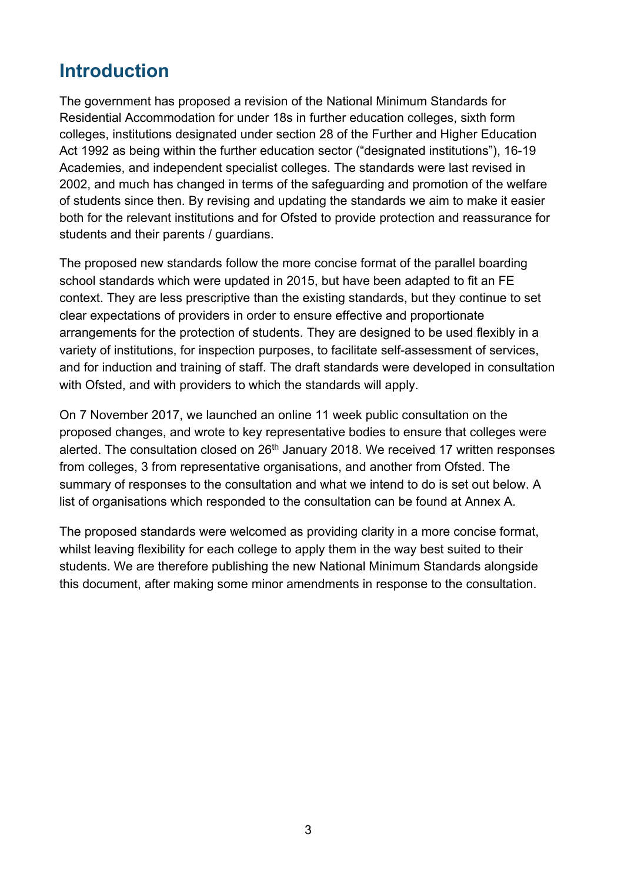## Introduction

The government has proposed a revision of the National Minimum Standards for Residential Accommodation for under 18s in further education colleges, sixth form colleges, institutions designated under section 28 of the Further and Higher Education Act 1992 as being within the further education sector ("designated institutions"), 16-19 Academies, and independent specialist colleges. The standards were last revised in 2002, and much has changed in terms of the safeguarding and promotion of the welfare of students since then. By revising and updating the standards we aim to make it easier both for the relevant institutions and for Ofsted to provide protection and reassurance for students and their parents / guardians.

The proposed new standards follow the more concise format of the parallel boarding school standards which were updated in 2015, but have been adapted to fit an FE context. They are less prescriptive than the existing standards, but they continue to set clear expectations of providers in order to ensure effective and proportionate arrangements for the protection of students. They are designed to be used flexibly in a variety of institutions, for inspection purposes, to facilitate self-assessment of services, and for induction and training of staff. The draft standards were developed in consultation with Ofsted, and with providers to which the standards will apply.

On 7 November 2017, we launched an online 11 week public consultation on the proposed changes, and wrote to key representative bodies to ensure that colleges were alerted. The consultation closed on 26th January 2018. We received 17 written responses from colleges, 3 from representative organisations, and another from Ofsted. The summary of responses to the consultation and what we intend to do is set out below. A list of organisations which responded to the consultation can be found at Annex A.

The proposed standards were welcomed as providing clarity in a more concise format, whilst leaving flexibility for each college to apply them in the way best suited to their students. We are therefore publishing the new National Minimum Standards alongside this document, after making some minor amendments in response to the consultation.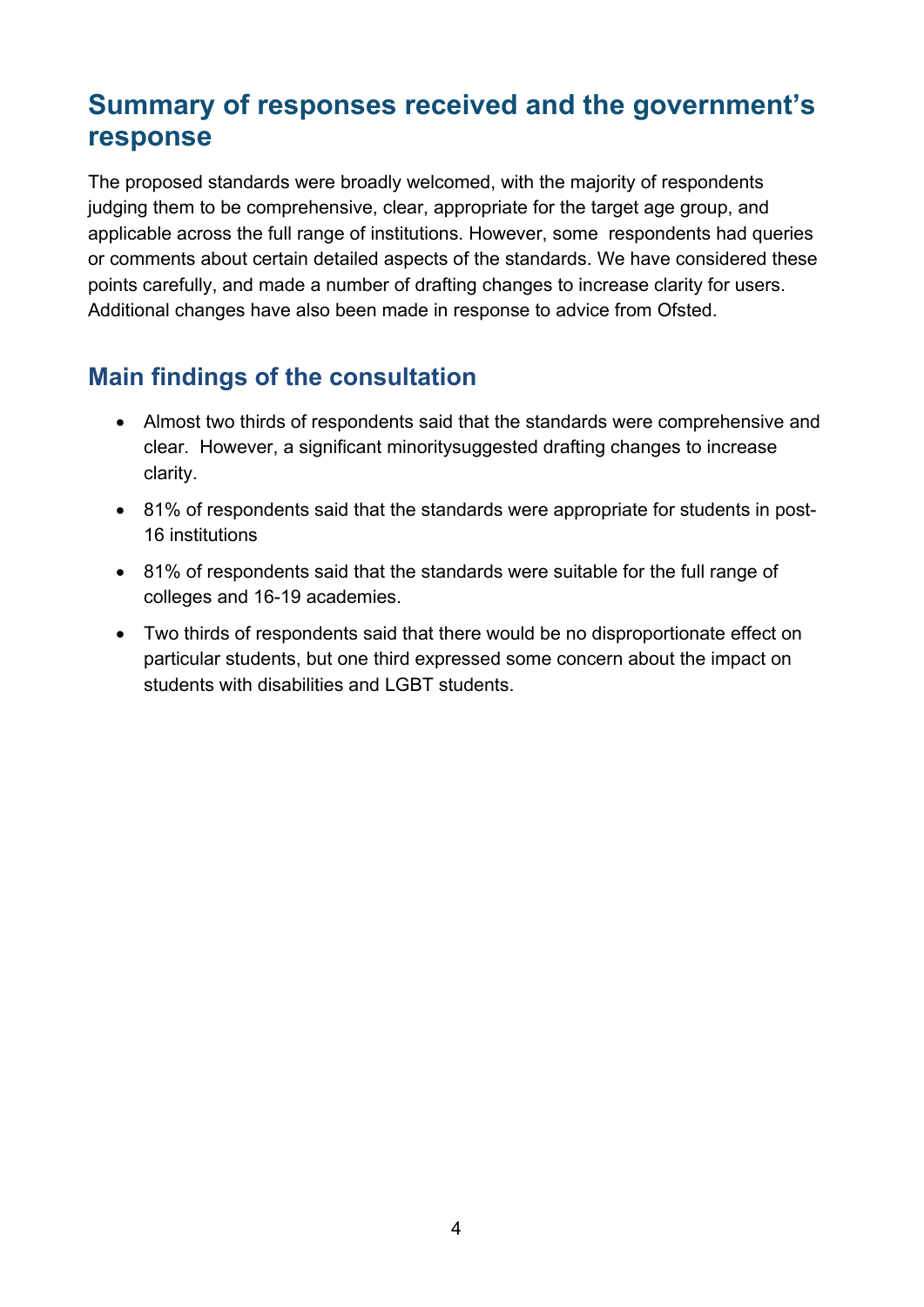## Summary of responses received and the government's response

The proposed standards were broadly welcomed, with the majority of respondents judging them to be comprehensive, clear, appropriate for the target age group, and applicable across the full range of institutions. However, some respondents had queries or comments about certain detailed aspects of the standards. We have considered these points carefully, and made a number of drafting changes to increase clarity for users. Additional changes have also been made in response to advice from Ofsted.

## Main findings of the consultation

- Almost two thirds of respondents said that the standards were comprehensive and clear. However, a significant minoritysuggested drafting changes to increase clarity.
- 81% of respondents said that the standards were appropriate for students in post-16 institutions
- 81% of respondents said that the standards were suitable for the full range of colleges and 16-19 academies.
- Two thirds of respondents said that there would be no disproportionate effect on particular students, but one third expressed some concern about the impact on students with disabilities and LGBT students.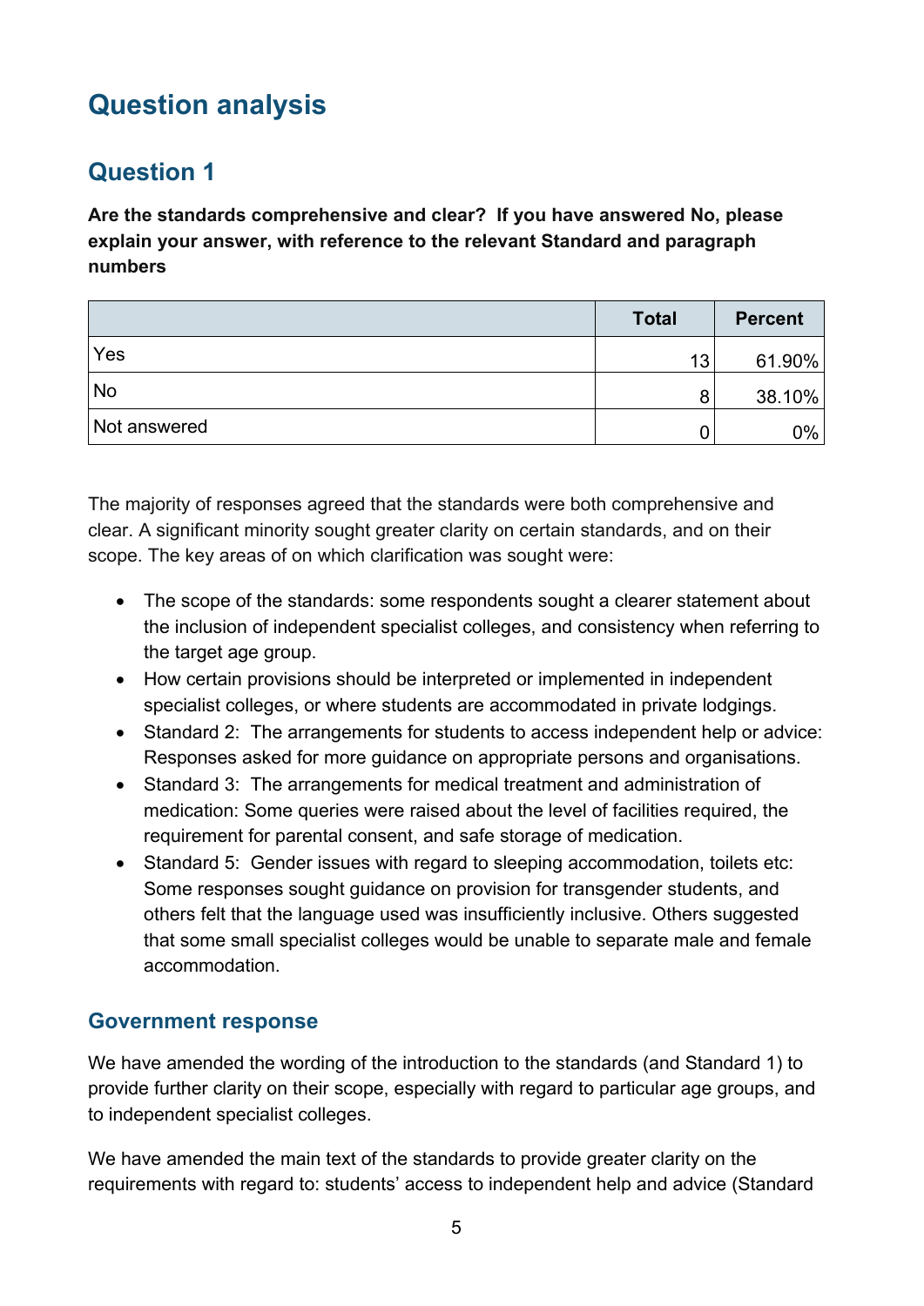# Question analysis

## Question 1

**Are the standards comprehensive and clear? If you have answered No, please explain your answer, with reference to the relevant Standard and paragraph numbers**

| | Total | Percent |
|---|---|---|
| Yes | 13 | 61.90% |
| No | 8 | 38.10% |
| Not answered | 0 | 0% |

The majority of responses agreed that the standards were both comprehensive and clear. A significant minority sought greater clarity on certain standards, and on their scope. The key areas of on which clarification was sought were:

- The scope of the standards: some respondents sought a clearer statement about the inclusion of independent specialist colleges, and consistency when referring to the target age group.
- How certain provisions should be interpreted or implemented in independent specialist colleges, or where students are accommodated in private lodgings.
- Standard 2: The arrangements for students to access independent help or advice: Responses asked for more guidance on appropriate persons and organisations.
- Standard 3: The arrangements for medical treatment and administration of medication: Some queries were raised about the level of facilities required, the requirement for parental consent, and safe storage of medication.
- Standard 5: Gender issues with regard to sleeping accommodation, toilets etc: Some responses sought guidance on provision for transgender students, and others felt that the language used was insufficiently inclusive. Others suggested that some small specialist colleges would be unable to separate male and female accommodation.

### Government response

We have amended the wording of the introduction to the standards (and Standard 1) to provide further clarity on their scope, especially with regard to particular age groups, and to independent specialist colleges.

We have amended the main text of the standards to provide greater clarity on the requirements with regard to: students' access to independent help and advice (Standard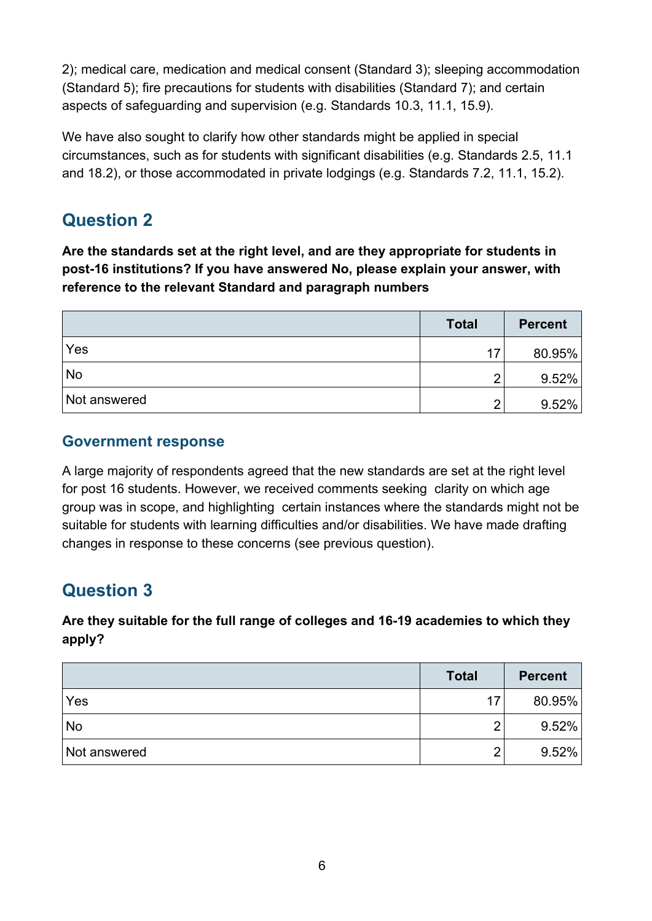2); medical care, medication and medical consent (Standard 3); sleeping accommodation (Standard 5); fire precautions for students with disabilities (Standard 7); and certain aspects of safeguarding and supervision (e.g. Standards 10.3, 11.1, 15.9).

We have also sought to clarify how other standards might be applied in special circumstances, such as for students with significant disabilities (e.g. Standards 2.5, 11.1 and 18.2), or those accommodated in private lodgings (e.g. Standards 7.2, 11.1, 15.2).

## Question 2

**Are the standards set at the right level, and are they appropriate for students in post-16 institutions? If you have answered No, please explain your answer, with reference to the relevant Standard and paragraph numbers**

| | Total | Percent |
|---|---|---|
| Yes | 17 | 80.95% |
| No | 2 | 9.52% |
| Not answered | 2 | 9.52% |

### Government response

A large majority of respondents agreed that the new standards are set at the right level for post 16 students. However, we received comments seeking clarity on which age group was in scope, and highlighting certain instances where the standards might not be suitable for students with learning difficulties and/or disabilities. We have made drafting changes in response to these concerns (see previous question).

## Question 3

**Are they suitable for the full range of colleges and 16-19 academies to which they apply?**

| | Total | Percent |
|---|---|---|
| Yes | 17 | 80.95% |
| No | 2 | 9.52% |
| Not answered | 2 | 9.52% |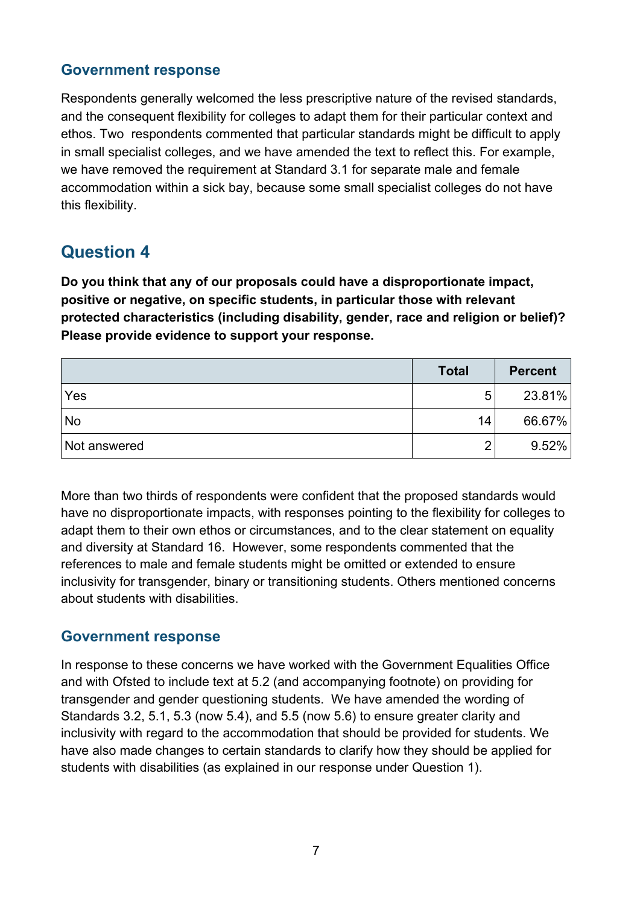### Government response

Respondents generally welcomed the less prescriptive nature of the revised standards, and the consequent flexibility for colleges to adapt them for their particular context and ethos. Two respondents commented that particular standards might be difficult to apply in small specialist colleges, and we have amended the text to reflect this. For example, we have removed the requirement at Standard 3.1 for separate male and female accommodation within a sick bay, because some small specialist colleges do not have this flexibility.

## Question 4

**Do you think that any of our proposals could have a disproportionate impact, positive or negative, on specific students, in particular those with relevant protected characteristics (including disability, gender, race and religion or belief)? Please provide evidence to support your response.**

| | Total | Percent |
|---|---|---|
| Yes | 5 | 23.81% |
| No | 14 | 66.67% |
| Not answered | 2 | 9.52% |

More than two thirds of respondents were confident that the proposed standards would have no disproportionate impacts, with responses pointing to the flexibility for colleges to adapt them to their own ethos or circumstances, and to the clear statement on equality and diversity at Standard 16. However, some respondents commented that the references to male and female students might be omitted or extended to ensure inclusivity for transgender, binary or transitioning students. Others mentioned concerns about students with disabilities.

### Government response

In response to these concerns we have worked with the Government Equalities Office and with Ofsted to include text at 5.2 (and accompanying footnote) on providing for transgender and gender questioning students. We have amended the wording of Standards 3.2, 5.1, 5.3 (now 5.4), and 5.5 (now 5.6) to ensure greater clarity and inclusivity with regard to the accommodation that should be provided for students. We have also made changes to certain standards to clarify how they should be applied for students with disabilities (as explained in our response under Question 1).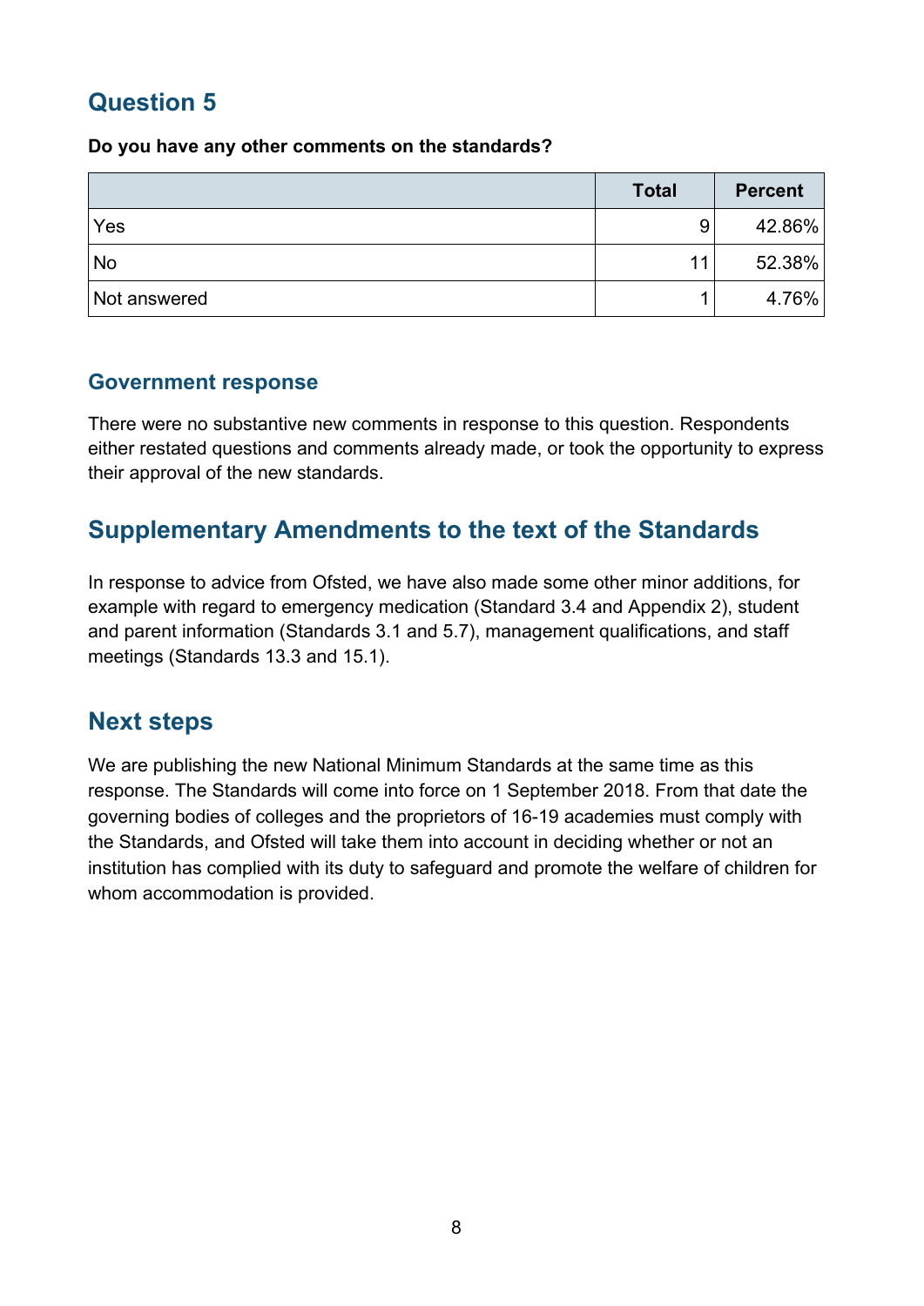## Question 5

**Do you have any other comments on the standards?**

| | Total | Percent |
|---|---|---|
| Yes | 9 | 42.86% |
| No | 11 | 52.38% |
| Not answered | 1 | 4.76% |

### Government response

There were no substantive new comments in response to this question. Respondents either restated questions and comments already made, or took the opportunity to express their approval of the new standards.

## Supplementary Amendments to the text of the Standards

In response to advice from Ofsted, we have also made some other minor additions, for example with regard to emergency medication (Standard 3.4 and Appendix 2), student and parent information (Standards 3.1 and 5.7), management qualifications, and staff meetings (Standards 13.3 and 15.1).

## Next steps

We are publishing the new National Minimum Standards at the same time as this response. The Standards will come into force on 1 September 2018. From that date the governing bodies of colleges and the proprietors of 16-19 academies must comply with the Standards, and Ofsted will take them into account in deciding whether or not an institution has complied with its duty to safeguard and promote the welfare of children for whom accommodation is provided.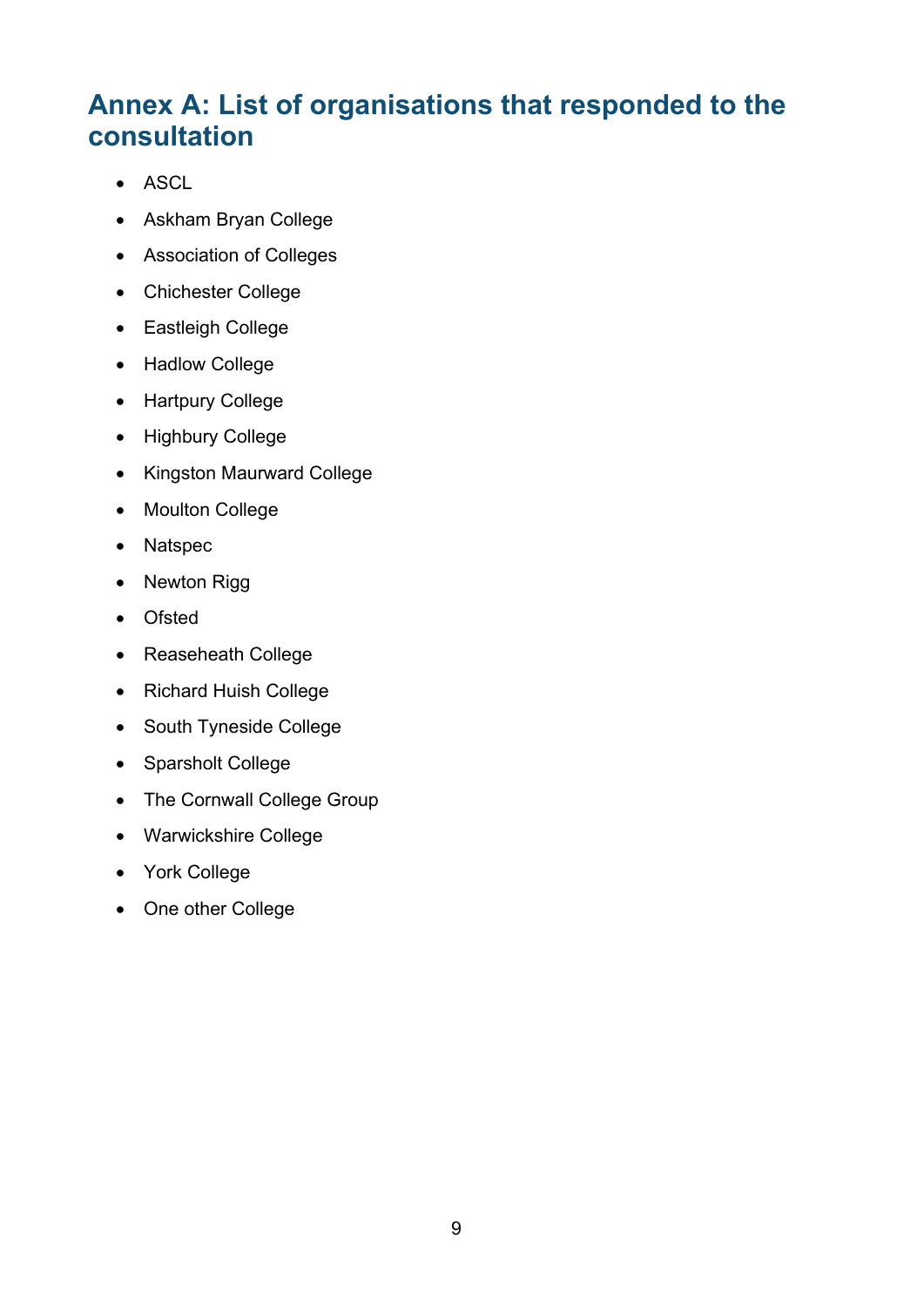## Annex A: List of organisations that responded to the consultation

- ASCL
- Askham Bryan College
- Association of Colleges
- Chichester College
- Eastleigh College
- Hadlow College
- Hartpury College
- Highbury College
- Kingston Maurward College
- Moulton College
- Natspec
- Newton Rigg
- Ofsted
- Reaseheath College
- Richard Huish College
- South Tyneside College
- Sparsholt College
- The Cornwall College Group
- Warwickshire College
- York College
- One other College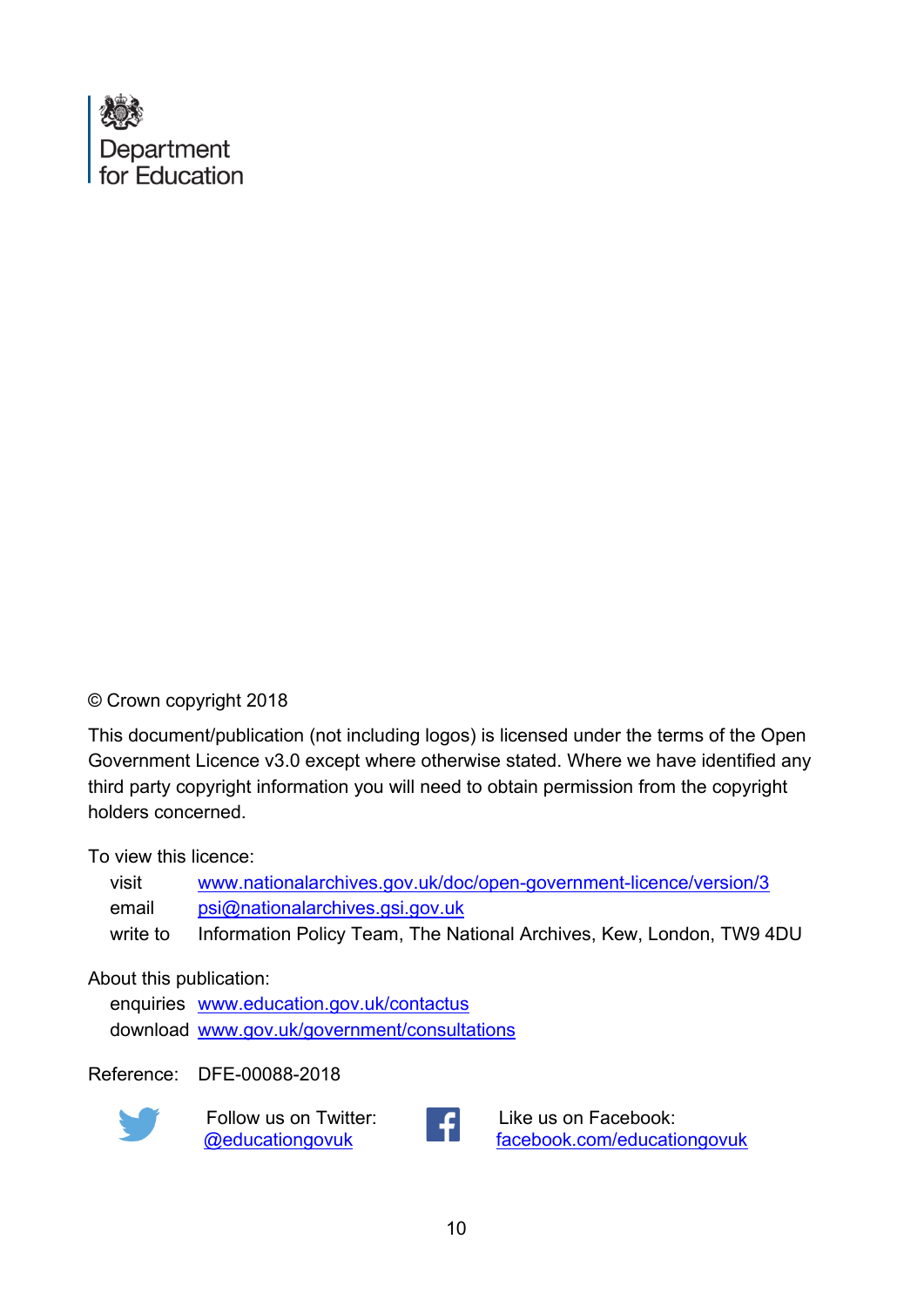Department for Education

© Crown copyright 2018

This document/publication (not including logos) is licensed under the terms of the Open Government Licence v3.0 except where otherwise stated. Where we have identified any third party copyright information you will need to obtain permission from the copyright holders concerned.

To view this licence:

visit www.nationalarchives.gov.uk/doc/open-government-licence/version/3
email psi@nationalarchives.gsi.gov.uk
write to Information Policy Team, The National Archives, Kew, London, TW9 4DU

About this publication:

enquiries www.education.gov.uk/contactus
download www.gov.uk/government/consultations

Reference: DFE-00088-2018

Follow us on Twitter: @educationgovuk

Like us on Facebook: facebook.com/educationgovuk